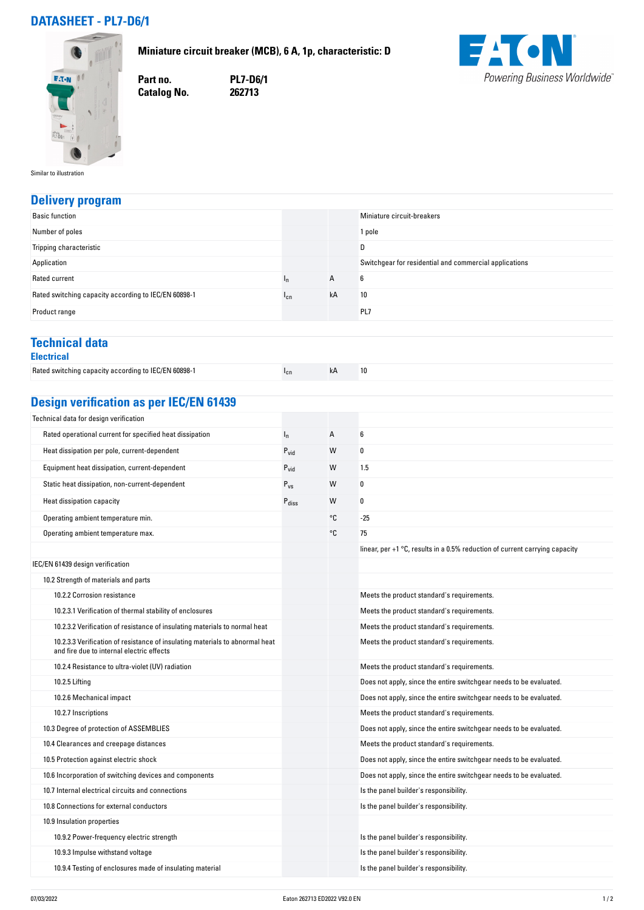# DATASHEET - PL7-D6/1

**Miniature circuit breaker (MCB), 6 A, 1p, characteristic: D**

**Part no.** PL7-D6/1
**Catalog No.** 262713

Similar to illustration

## Delivery program

| | | | |
|---|---|---|---|
| Basic function | | | Miniature circuit-breakers |
| Number of poles | | | 1 pole |
| Tripping characteristic | | | D |
| Application | | | Switchgear for residential and commercial applications |
| Rated current | $I_n$ | A | 6 |
| Rated switching capacity according to IEC/EN 60898-1 | $I_{cn}$ | kA | 10 |
| Product range | | | PL7 |

## Technical data

### Electrical

| | | | |
|---|---|---|---|
| Rated switching capacity according to IEC/EN 60898-1 | $I_{cn}$ | kA | 10 |

## Design verification as per IEC/EN 61439

| | | | |
|---|---|---|---|
| Technical data for design verification | | | |
| Rated operational current for specified heat dissipation | $I_n$ | A | 6 |
| Heat dissipation per pole, current-dependent | $P_{vid}$ | W | 0 |
| Equipment heat dissipation, current-dependent | $P_{vid}$ | W | 1.5 |
| Static heat dissipation, non-current-dependent | $P_{vs}$ | W | 0 |
| Heat dissipation capacity | $P_{diss}$ | W | 0 |
| Operating ambient temperature min. | | °C | -25 |
| Operating ambient temperature max. | | °C | 75 |
| | | | linear, per +1 °C, results in a 0.5% reduction of current carrying capacity |
| IEC/EN 61439 design verification | | | |
| 10.2 Strength of materials and parts | | | |
| 10.2.2 Corrosion resistance | | | Meets the product standard's requirements. |
| 10.2.3.1 Verification of thermal stability of enclosures | | | Meets the product standard's requirements. |
| 10.2.3.2 Verification of resistance of insulating materials to normal heat | | | Meets the product standard's requirements. |
| 10.2.3.3 Verification of resistance of insulating materials to abnormal heat and fire due to internal electric effects | | | Meets the product standard's requirements. |
| 10.2.4 Resistance to ultra-violet (UV) radiation | | | Meets the product standard's requirements. |
| 10.2.5 Lifting | | | Does not apply, since the entire switchgear needs to be evaluated. |
| 10.2.6 Mechanical impact | | | Does not apply, since the entire switchgear needs to be evaluated. |
| 10.2.7 Inscriptions | | | Meets the product standard's requirements. |
| 10.3 Degree of protection of ASSEMBLIES | | | Does not apply, since the entire switchgear needs to be evaluated. |
| 10.4 Clearances and creepage distances | | | Meets the product standard's requirements. |
| 10.5 Protection against electric shock | | | Does not apply, since the entire switchgear needs to be evaluated. |
| 10.6 Incorporation of switching devices and components | | | Does not apply, since the entire switchgear needs to be evaluated. |
| 10.7 Internal electrical circuits and connections | | | Is the panel builder's responsibility. |
| 10.8 Connections for external conductors | | | Is the panel builder's responsibility. |
| 10.9 Insulation properties | | | |
| 10.9.2 Power-frequency electric strength | | | Is the panel builder's responsibility. |
| 10.9.3 Impulse withstand voltage | | | Is the panel builder's responsibility. |
| 10.9.4 Testing of enclosures made of insulating material | | | Is the panel builder's responsibility. |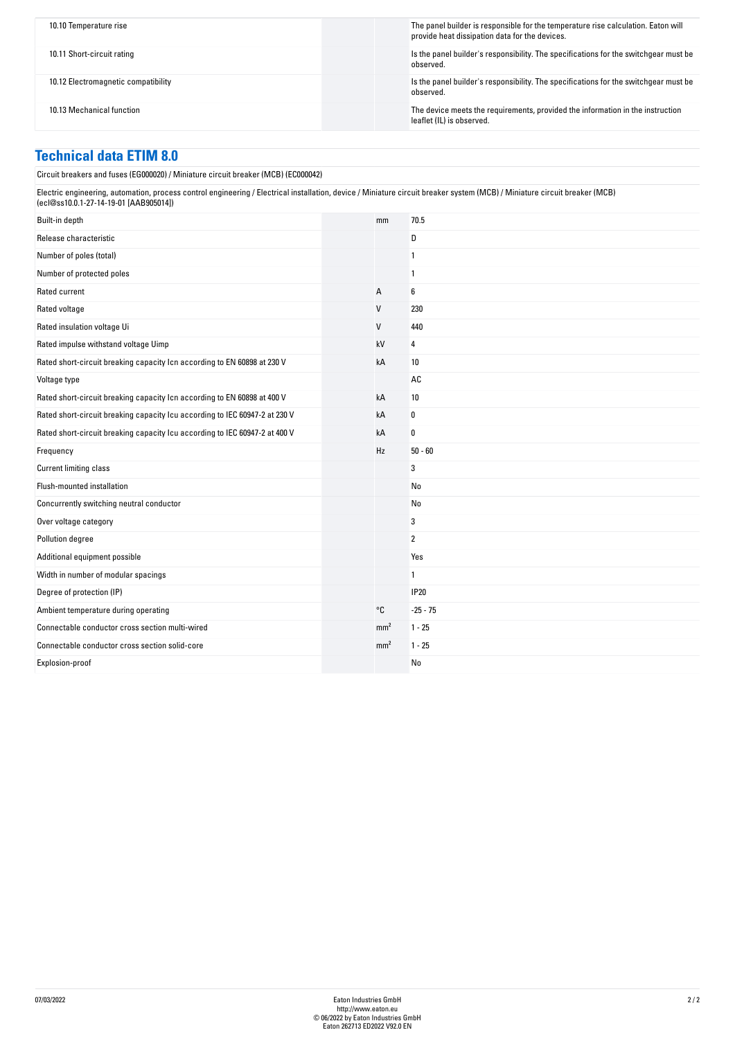| | | |
|---|---|---|
| 10.10 Temperature rise | | The panel builder is responsible for the temperature rise calculation. Eaton will provide heat dissipation data for the devices. |
| 10.11 Short-circuit rating | | Is the panel builder's responsibility. The specifications for the switchgear must be observed. |
| 10.12 Electromagnetic compatibility | | Is the panel builder's responsibility. The specifications for the switchgear must be observed. |
| 10.13 Mechanical function | | The device meets the requirements, provided the information in the instruction leaflet (IL) is observed. |

## Technical data ETIM 8.0

Circuit breakers and fuses (EG000020) / Miniature circuit breaker (MCB) (EC000042)

Electric engineering, automation, process control engineering / Electrical installation, device / Miniature circuit breaker system (MCB) / Miniature circuit breaker (MCB) (ecl@ss10.0.1-27-14-19-01 [AAB905014])

| | | |
|---|---|---|
| Built-in depth | mm | 70.5 |
| Release characteristic | | D |
| Number of poles (total) | | 1 |
| Number of protected poles | | 1 |
| Rated current | A | 6 |
| Rated voltage | V | 230 |
| Rated insulation voltage Ui | V | 440 |
| Rated impulse withstand voltage Uimp | kV | 4 |
| Rated short-circuit breaking capacity Icn according to EN 60898 at 230 V | kA | 10 |
| Voltage type | | AC |
| Rated short-circuit breaking capacity Icn according to EN 60898 at 400 V | kA | 10 |
| Rated short-circuit breaking capacity Icu according to IEC 60947-2 at 230 V | kA | 0 |
| Rated short-circuit breaking capacity Icu according to IEC 60947-2 at 400 V | kA | 0 |
| Frequency | Hz | 50 - 60 |
| Current limiting class | | 3 |
| Flush-mounted installation | | No |
| Concurrently switching neutral conductor | | No |
| Over voltage category | | 3 |
| Pollution degree | | 2 |
| Additional equipment possible | | Yes |
| Width in number of modular spacings | | 1 |
| Degree of protection (IP) | | IP20 |
| Ambient temperature during operating | °C | -25 - 75 |
| Connectable conductor cross section multi-wired | $mm^2$ | 1 - 25 |
| Connectable conductor cross section solid-core | $mm^2$ | 1 - 25 |
| Explosion-proof | | No |

07/03/2022

Eaton Industries GmbH
http://www.eaton.eu
© 06/2022 by Eaton Industries GmbH
Eaton 262713 ED2022 V92.0 EN